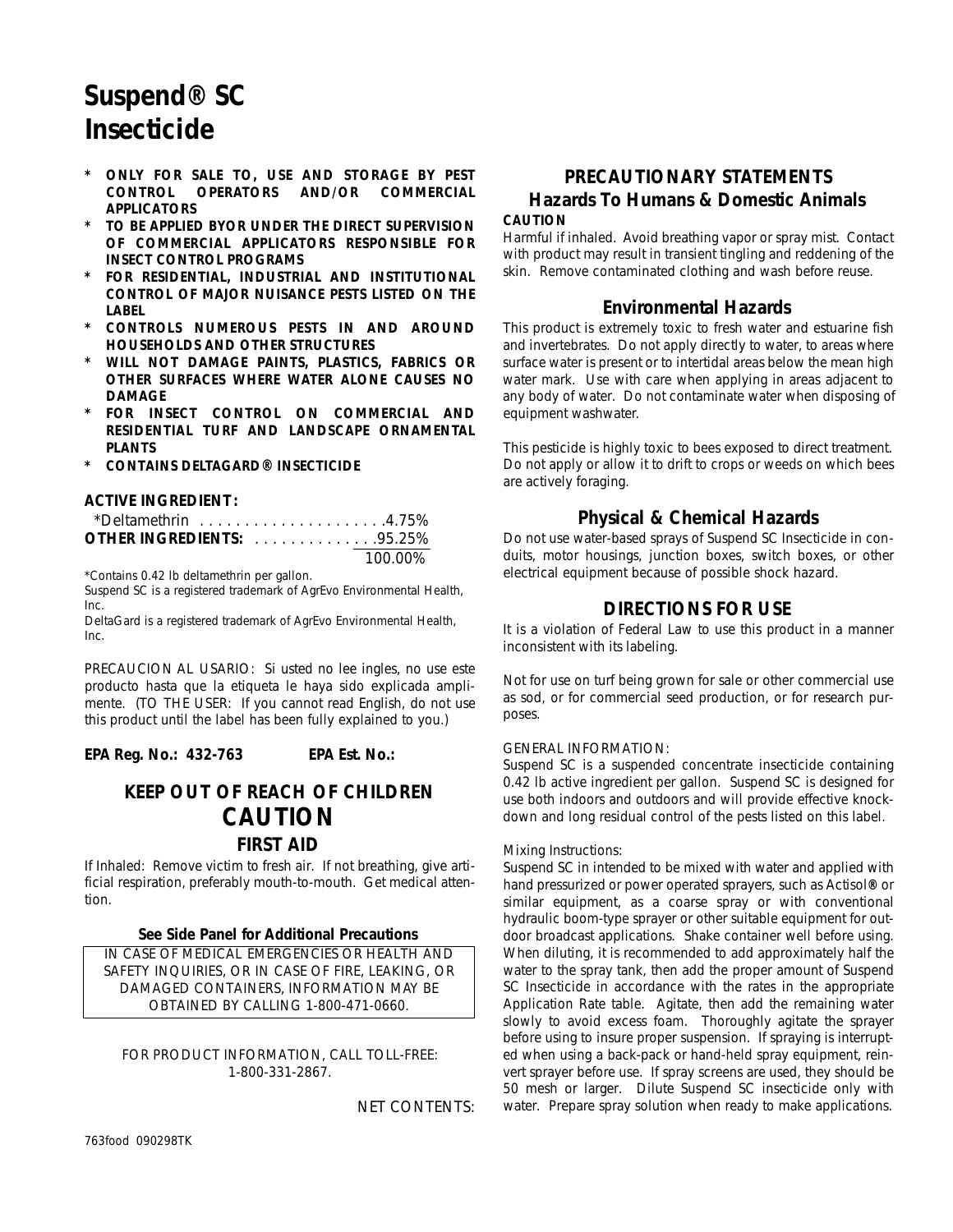# Suspend® SC Insecticide

- **ONLY FOR SALE TO, USE AND STORAGE BY PEST CONTROL OPERATORS AND/OR COMMERCIAL APPLICATORS**
- **TO BE APPLIED BYOR UNDER THE DIRECT SUPERVISION OF COMMERCIAL APPLICATORS RESPONSIBLE FOR INSECT CONTROL PROGRAMS**
- **FOR RESIDENTIAL, INDUSTRIAL AND INSTITUTIONAL CONTROL OF MAJOR NUISANCE PESTS LISTED ON THE LABEL**
- **CONTROLS NUMEROUS PESTS IN AND AROUND HOUSEHOLDS AND OTHER STRUCTURES**
- **WILL NOT DAMAGE PAINTS, PLASTICS, FABRICS OR OTHER SURFACES WHERE WATER ALONE CAUSES NO DAMAGE**
- **FOR INSECT CONTROL ON COMMERCIAL AND RESIDENTIAL TURF AND LANDSCAPE ORNAMENTAL PLANTS**
- **CONTAINS DELTAGARD® INSECTICIDE**

**ACTIVE INGREDIENT:**

| | |
|---|---|
| *Deltamethrin | 4.75% |
| **OTHER INGREDIENTS:** | 95.25% |
| | 100.00% |

*Contains 0.42 lb deltamethrin per gallon.

Suspend SC is a registered trademark of AgrEvo Environmental Health, Inc.

DeltaGard is a registered trademark of AgrEvo Environmental Health, Inc.

PRECAUCION AL USARIO: Si usted no lee ingles, no use este producto hasta que la etiqueta le haya sido explicada ampliamente. (TO THE USER: If you cannot read English, do not use this product until the label has been fully explained to you.)

**EPA Reg. No.: 432-763** **EPA Est. No.:**

## KEEP OUT OF REACH OF CHILDREN

## CAUTION

## FIRST AID

If Inhaled: Remove victim to fresh air. If not breathing, give artificial respiration, preferably mouth-to-mouth. Get medical attention.

**See Side Panel for Additional Precautions**

IN CASE OF MEDICAL EMERGENCIES OR HEALTH AND SAFETY INQUIRIES, OR IN CASE OF FIRE, LEAKING, OR DAMAGED CONTAINERS, INFORMATION MAY BE OBTAINED BY CALLING 1-800-471-0660.

FOR PRODUCT INFORMATION, CALL TOLL-FREE: 1-800-331-2867.

NET CONTENTS:

## PRECAUTIONARY STATEMENTS

### Hazards To Humans & Domestic Animals

**CAUTION**

Harmful if inhaled. Avoid breathing vapor or spray mist. Contact with product may result in transient tingling and reddening of the skin. Remove contaminated clothing and wash before reuse.

### Environmental Hazards

This product is extremely toxic to fresh water and estuarine fish and invertebrates. Do not apply directly to water, to areas where surface water is present or to intertidal areas below the mean high water mark. Use with care when applying in areas adjacent to any body of water. Do not contaminate water when disposing of equipment washwater.

This pesticide is highly toxic to bees exposed to direct treatment. Do not apply or allow it to drift to crops or weeds on which bees are actively foraging.

### Physical & Chemical Hazards

Do not use water-based sprays of Suspend SC Insecticide in conduits, motor housings, junction boxes, switch boxes, or other electrical equipment because of possible shock hazard.

## DIRECTIONS FOR USE

It is a violation of Federal Law to use this product in a manner inconsistent with its labeling.

Not for use on turf being grown for sale or other commercial use as sod, or for commercial seed production, or for research purposes.

GENERAL INFORMATION:

Suspend SC is a suspended concentrate insecticide containing 0.42 lb active ingredient per gallon. Suspend SC is designed for use both indoors and outdoors and will provide effective knockdown and long residual control of the pests listed on this label.

Mixing Instructions:

Suspend SC in intended to be mixed with water and applied with hand pressurized or power operated sprayers, such as Actisol® or similar equipment, as a coarse spray or with conventional hydraulic boom-type sprayer or other suitable equipment for outdoor broadcast applications. Shake container well before using. When diluting, it is recommended to add approximately half the water to the spray tank, then add the proper amount of Suspend SC Insecticide in accordance with the rates in the appropriate Application Rate table. Agitate, then add the remaining water slowly to avoid excess foam. Thoroughly agitate the sprayer before using to insure proper suspension. If spraying is interrupted when using a back-pack or hand-held spray equipment, reinvert sprayer before use. If spray screens are used, they should be 50 mesh or larger. Dilute Suspend SC insecticide only with water. Prepare spray solution when ready to make applications.

763food 090298TK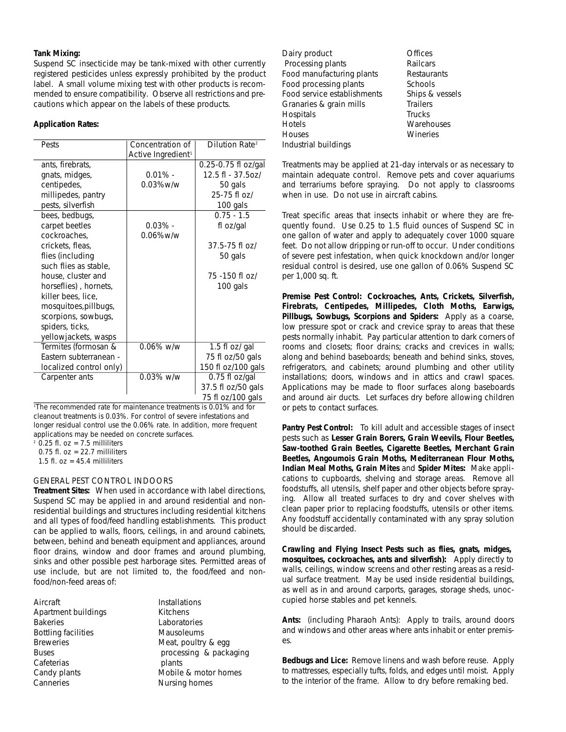**Tank Mixing:**
Suspend SC insecticide may be tank-mixed with other currently registered pesticides unless expressly prohibited by the product label. A small volume mixing test with other products is recommended to ensure compatibility. Observe all restrictions and precautions which appear on the labels of these products.

**Application Rates:**

| Pests | Concentration of Active Ingredient[1] | Dilution Rate[2] |
|---|---|---|
| ants, firebrats, gnats, midges, centipedes, millipedes, pantry pests, silverfish | 0.01% - 0.03%w/w | 0.25-0.75 fl oz/gal<br>12.5 fl - 37.5oz/ 50 gals<br>25-75 fl oz/ 100 gals |
| bees, bedbugs, carpet beetles cockroaches, crickets, fleas, flies (including such flies as stable, house, cluster and horseflies) , hornets, killer bees, lice, mosquitoes,pillbugs, scorpions, sowbugs, spiders, ticks, yellowjackets, wasps | 0.03% - 0.06%w/w | 0.75 - 1.5 fl oz/gal<br>37.5-75 fl oz/ 50 gals<br>75 -150 fl oz/ 100 gals |
| Termites (formosan & Eastern subterranean - localized control only) | 0.06% w/w | 1.5 fl oz/ gal<br>75 fl oz/50 gals<br>150 fl oz/100 gals |
| Carpenter ants | 0.03% w/w | 0.75 fl oz/gal<br>37.5 fl oz/50 gals<br>75 fl oz/100 gals |

[1]The recommended rate for maintenance treatments is 0.01% and for cleanout treatments is 0.03%. For control of severe infestations and longer residual control use the 0.06% rate. In addition, more frequent applications may be needed on concrete surfaces.

[2] 0.25 fl. oz = 7.5 milliliters
0.75 fl. oz = 22.7 milliliters
1.5 fl. oz = 45.4 milliliters

GENERAL PEST CONTROL INDOORS

**Treatment Sites:** When used in accordance with label directions, Suspend SC may be applied in and around residential and non-residential buildings and structures including residential kitchens and all types of food/feed handling establishments. This product can be applied to walls, floors, ceilings, in and around cabinets, between, behind and beneath equipment and appliances, around floor drains, window and door frames and around plumbing, sinks and other possible pest harborage sites. Permitted areas of use include, but are not limited to, the food/feed and non-food/non-feed areas of:

- Aircraft
- Apartment buildings
- Bakeries
- Bottling facilities
- Breweries
- Buses
- Cafeterias
- Candy plants
- Canneries
- Installations
- Kitchens
- Laboratories
- Mausoleums
- Meat, poultry & egg processing & packaging plants
- Mobile & motor homes
- Nursing homes
- Dairy product Processing plants
- Food manufacturing plants
- Food processing plants
- Food service establishments
- Granaries & grain mills
- Hospitals
- Hotels
- Houses
- Industrial buildings
- Offices
- Railcars
- Restaurants
- Schools
- Ships & vessels
- Trailers
- Trucks
- Warehouses
- Wineries

Treatments may be applied at 21-day intervals or as necessary to maintain adequate control. Remove pets and cover aquariums and terrariums before spraying. Do not apply to classrooms when in use. Do not use in aircraft cabins.

Treat specific areas that insects inhabit or where they are frequently found. Use 0.25 to 1.5 fluid ounces of Suspend SC in one gallon of water and apply to adequately cover 1000 square feet. Do not allow dripping or run-off to occur. Under conditions of severe pest infestation, when quick knockdown and/or longer residual control is desired, use one gallon of 0.06% Suspend SC per 1,000 sq. ft.

**Premise Pest Control: Cockroaches, Ants, Crickets, Silverfish, Firebrats, Centipedes, Millipedes, Cloth Moths, Earwigs, Pillbugs, Sowbugs, Scorpions and Spiders:** Apply as a coarse, low pressure spot or crack and crevice spray to areas that these pests normally inhabit. Pay particular attention to dark corners of rooms and closets; floor drains; cracks and crevices in walls; along and behind baseboards; beneath and behind sinks, stoves, refrigerators, and cabinets; around plumbing and other utility installations; doors, windows and in attics and crawl spaces. Applications may be made to floor surfaces along baseboards and around air ducts. Let surfaces dry before allowing children or pets to contact surfaces.

**Pantry Pest Control:** To kill adult and accessible stages of insect pests such as **Lesser Grain Borers, Grain Weevils, Flour Beetles, Saw-toothed Grain Beetles, Cigarette Beetles, Merchant Grain Beetles, Angoumois Grain Moths, Mediterranean Flour Moths, Indian Meal Moths, Grain Mites** and **Spider Mites:** Make applications to cupboards, shelving and storage areas. Remove all foodstuffs, all utensils, shelf paper and other objects before spraying. Allow all treated surfaces to dry and cover shelves with clean paper prior to replacing foodstuffs, utensils or other items. Any foodstuff accidentally contaminated with any spray solution should be discarded.

**Crawling and Flying Insect Pests such as flies, gnats, midges, mosquitoes, cockroaches, ants and silverfish):** Apply directly to walls, ceilings, window screens and other resting areas as a residual surface treatment. May be used inside residential buildings, as well as in and around carports, garages, storage sheds, unoccupied horse stables and pet kennels.

**Ants:** (including Pharaoh Ants): Apply to trails, around doors and windows and other areas where ants inhabit or enter premises.

**Bedbugs and Lice:** Remove linens and wash before reuse. Apply to mattresses, especially tufts, folds, and edges until moist. Apply to the interior of the frame. Allow to dry before remaking bed.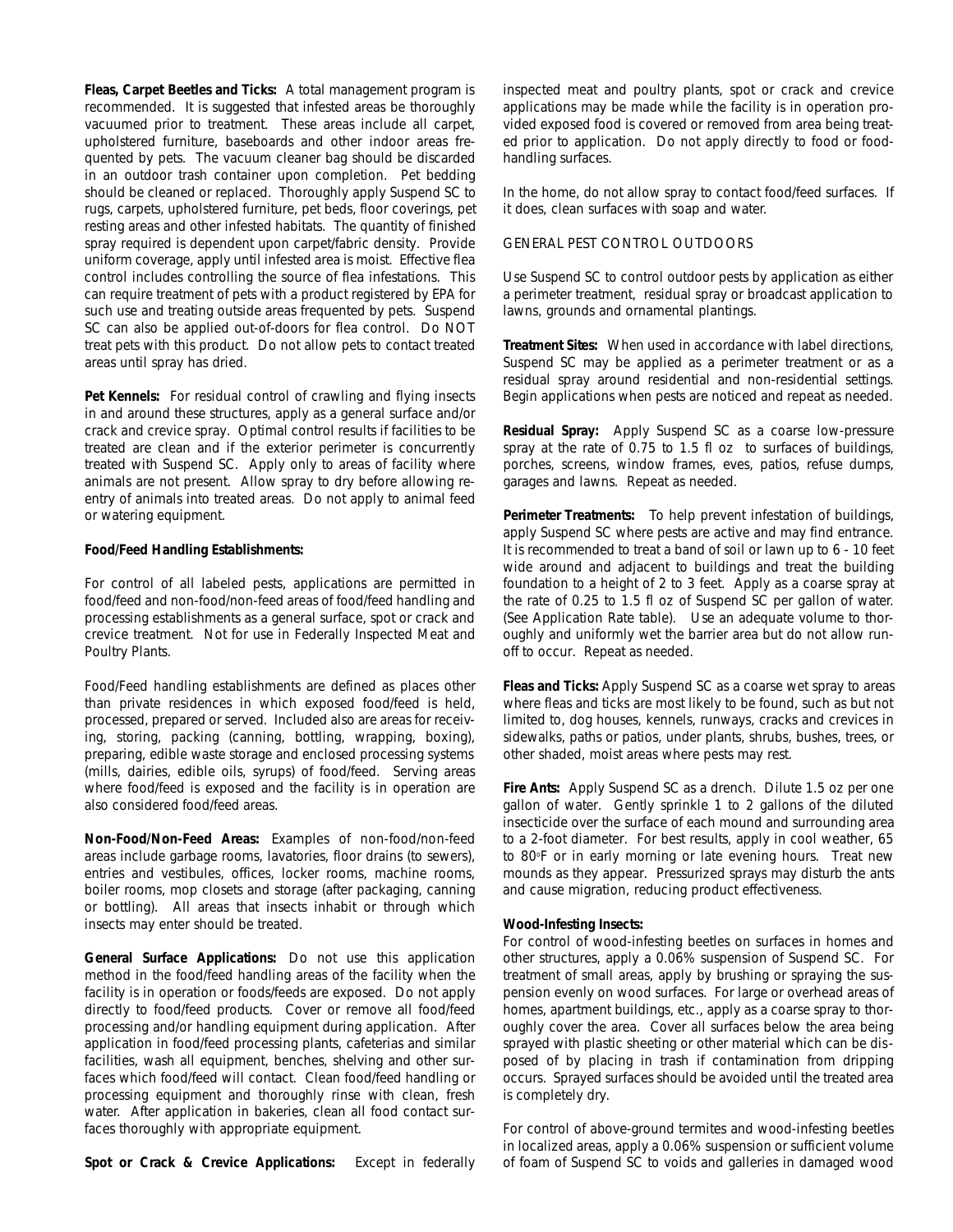**Fleas, Carpet Beetles and Ticks:** A total management program is recommended. It is suggested that infested areas be thoroughly vacuumed prior to treatment. These areas include all carpet, upholstered furniture, baseboards and other indoor areas frequented by pets. The vacuum cleaner bag should be discarded in an outdoor trash container upon completion. Pet bedding should be cleaned or replaced. Thoroughly apply Suspend SC to rugs, carpets, upholstered furniture, pet beds, floor coverings, pet resting areas and other infested habitats. The quantity of finished spray required is dependent upon carpet/fabric density. Provide uniform coverage, apply until infested area is moist. Effective flea control includes controlling the source of flea infestations. This can require treatment of pets with a product registered by EPA for such use and treating outside areas frequented by pets. Suspend SC can also be applied out-of-doors for flea control. Do NOT treat pets with this product. Do not allow pets to contact treated areas until spray has dried.

**Pet Kennels:** For residual control of crawling and flying insects in and around these structures, apply as a general surface and/or crack and crevice spray. Optimal control results if facilities to be treated are clean and if the exterior perimeter is concurrently treated with Suspend SC. Apply only to areas of facility where animals are not present. Allow spray to dry before allowing reentry of animals into treated areas. Do not apply to animal feed or watering equipment.

**Food/Feed Handling Establishments:**

For control of all labeled pests, applications are permitted in food/feed and non-food/non-feed areas of food/feed handling and processing establishments as a general surface, spot or crack and crevice treatment. Not for use in Federally Inspected Meat and Poultry Plants.

Food/Feed handling establishments are defined as places other than private residences in which exposed food/feed is held, processed, prepared or served. Included also are areas for receiving, storing, packing (canning, bottling, wrapping, boxing), preparing, edible waste storage and enclosed processing systems (mills, dairies, edible oils, syrups) of food/feed. Serving areas where food/feed is exposed and the facility is in operation are also considered food/feed areas.

**Non-Food/Non-Feed Areas:** Examples of non-food/non-feed areas include garbage rooms, lavatories, floor drains (to sewers), entries and vestibules, offices, locker rooms, machine rooms, boiler rooms, mop closets and storage (after packaging, canning or bottling). All areas that insects inhabit or through which insects may enter should be treated.

**General Surface Applications:** Do not use this application method in the food/feed handling areas of the facility when the facility is in operation or foods/feeds are exposed. Do not apply directly to food/feed products. Cover or remove all food/feed processing and/or handling equipment during application. After application in food/feed processing plants, cafeterias and similar facilities, wash all equipment, benches, shelving and other surfaces which food/feed will contact. Clean food/feed handling or processing equipment and thoroughly rinse with clean, fresh water. After application in bakeries, clean all food contact surfaces thoroughly with appropriate equipment.

**Spot or Crack & Crevice Applications:** Except in federally inspected meat and poultry plants, spot or crack and crevice applications may be made while the facility is in operation provided exposed food is covered or removed from area being treated prior to application. Do not apply directly to food or food-handling surfaces.

In the home, do not allow spray to contact food/feed surfaces. If it does, clean surfaces with soap and water.

GENERAL PEST CONTROL OUTDOORS

Use Suspend SC to control outdoor pests by application as either a perimeter treatment, residual spray or broadcast application to lawns, grounds and ornamental plantings.

**Treatment Sites:** When used in accordance with label directions, Suspend SC may be applied as a perimeter treatment or as a residual spray around residential and non-residential settings. Begin applications when pests are noticed and repeat as needed.

**Residual Spray:** Apply Suspend SC as a coarse low-pressure spray at the rate of 0.75 to 1.5 fl oz to surfaces of buildings, porches, screens, window frames, eves, patios, refuse dumps, garages and lawns. Repeat as needed.

**Perimeter Treatments:** To help prevent infestation of buildings, apply Suspend SC where pests are active and may find entrance. It is recommended to treat a band of soil or lawn up to 6 - 10 feet wide around and adjacent to buildings and treat the building foundation to a height of 2 to 3 feet. Apply as a coarse spray at the rate of 0.25 to 1.5 fl oz of Suspend SC per gallon of water. (See Application Rate table). Use an adequate volume to thoroughly and uniformly wet the barrier area but do not allow runoff to occur. Repeat as needed.

**Fleas and Ticks:** Apply Suspend SC as a coarse wet spray to areas where fleas and ticks are most likely to be found, such as but not limited to, dog houses, kennels, runways, cracks and crevices in sidewalks, paths or patios, under plants, shrubs, bushes, trees, or other shaded, moist areas where pests may rest.

**Fire Ants:** Apply Suspend SC as a drench. Dilute 1.5 oz per one gallon of water. Gently sprinkle 1 to 2 gallons of the diluted insecticide over the surface of each mound and surrounding area to a 2-foot diameter. For best results, apply in cool weather, 65 to 80°F or in early morning or late evening hours. Treat new mounds as they appear. Pressurized sprays may disturb the ants and cause migration, reducing product effectiveness.

**Wood-Infesting Insects:**

For control of wood-infesting beetles on surfaces in homes and other structures, apply a 0.06% suspension of Suspend SC. For treatment of small areas, apply by brushing or spraying the suspension evenly on wood surfaces. For large or overhead areas of homes, apartment buildings, etc., apply as a coarse spray to thoroughly cover the area. Cover all surfaces below the area being sprayed with plastic sheeting or other material which can be disposed of by placing in trash if contamination from dripping occurs. Sprayed surfaces should be avoided until the treated area is completely dry.

For control of above-ground termites and wood-infesting beetles in localized areas, apply a 0.06% suspension or sufficient volume of foam of Suspend SC to voids and galleries in damaged wood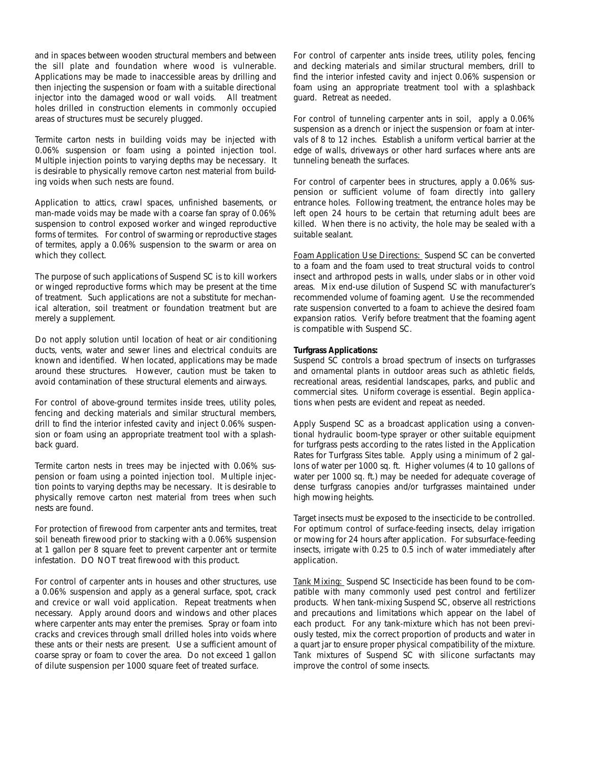and in spaces between wooden structural members and between the sill plate and foundation where wood is vulnerable. Applications may be made to inaccessible areas by drilling and then injecting the suspension or foam with a suitable directional injector into the damaged wood or wall voids. All treatment holes drilled in construction elements in commonly occupied areas of structures must be securely plugged.

Termite carton nests in building voids may be injected with 0.06% suspension or foam using a pointed injection tool. Multiple injection points to varying depths may be necessary. It is desirable to physically remove carton nest material from building voids when such nests are found.

Application to attics, crawl spaces, unfinished basements, or man-made voids may be made with a coarse fan spray of 0.06% suspension to control exposed worker and winged reproductive forms of termites. For control of swarming or reproductive stages of termites, apply a 0.06% suspension to the swarm or area on which they collect.

The purpose of such applications of Suspend SC is to kill workers or winged reproductive forms which may be present at the time of treatment. Such applications are not a substitute for mechanical alteration, soil treatment or foundation treatment but are merely a supplement.

Do not apply solution until location of heat or air conditioning ducts, vents, water and sewer lines and electrical conduits are known and identified. When located, applications may be made around these structures. However, caution must be taken to avoid contamination of these structural elements and airways.

For control of above-ground termites inside trees, utility poles, fencing and decking materials and similar structural members, drill to find the interior infested cavity and inject 0.06% suspension or foam using an appropriate treatment tool with a splashback guard.

Termite carton nests in trees may be injected with 0.06% suspension or foam using a pointed injection tool. Multiple injection points to varying depths may be necessary. It is desirable to physically remove carton nest material from trees when such nests are found.

For protection of firewood from carpenter ants and termites, treat soil beneath firewood prior to stacking with a 0.06% suspension at 1 gallon per 8 square feet to prevent carpenter ant or termite infestation. DO NOT treat firewood with this product.

For control of carpenter ants in houses and other structures, use a 0.06% suspension and apply as a general surface, spot, crack and crevice or wall void application. Repeat treatments when necessary. Apply around doors and windows and other places where carpenter ants may enter the premises. Spray or foam into cracks and crevices through small drilled holes into voids where these ants or their nests are present. Use a sufficient amount of coarse spray or foam to cover the area. Do not exceed 1 gallon of dilute suspension per 1000 square feet of treated surface.

For control of carpenter ants inside trees, utility poles, fencing and decking materials and similar structural members, drill to find the interior infested cavity and inject 0.06% suspension or foam using an appropriate treatment tool with a splashback guard. Retreat as needed.

For control of tunneling carpenter ants in soil, apply a 0.06% suspension as a drench or inject the suspension or foam at intervals of 8 to 12 inches. Establish a uniform vertical barrier at the edge of walls, driveways or other hard surfaces where ants are tunneling beneath the surfaces.

For control of carpenter bees in structures, apply a 0.06% suspension or sufficient volume of foam directly into gallery entrance holes. Following treatment, the entrance holes may be left open 24 hours to be certain that returning adult bees are killed. When there is no activity, the hole may be sealed with a suitable sealant.

Foam Application Use Directions: Suspend SC can be converted to a foam and the foam used to treat structural voids to control insect and arthropod pests in walls, under slabs or in other void areas. Mix end-use dilution of Suspend SC with manufacturer's recommended volume of foaming agent. Use the recommended rate suspension converted to a foam to achieve the desired foam expansion ratios. Verify before treatment that the foaming agent is compatible with Suspend SC.

**Turfgrass Applications:**

Suspend SC controls a broad spectrum of insects on turfgrasses and ornamental plants in outdoor areas such as athletic fields, recreational areas, residential landscapes, parks, and public and commercial sites. Uniform coverage is essential. Begin applications when pests are evident and repeat as needed.

Apply Suspend SC as a broadcast application using a conventional hydraulic boom-type sprayer or other suitable equipment for turfgrass pests according to the rates listed in the Application Rates for Turfgrass Sites table. Apply using a minimum of 2 gallons of water per 1000 sq. ft. Higher volumes (4 to 10 gallons of water per 1000 sq. ft.) may be needed for adequate coverage of dense turfgrass canopies and/or turfgrasses maintained under high mowing heights.

Target insects must be exposed to the insecticide to be controlled. For optimum control of surface-feeding insects, delay irrigation or mowing for 24 hours after application. For subsurface-feeding insects, irrigate with 0.25 to 0.5 inch of water immediately after application.

Tank Mixing: Suspend SC Insecticide has been found to be compatible with many commonly used pest control and fertilizer products. When tank-mixing Suspend SC, observe all restrictions and precautions and limitations which appear on the label of each product. For any tank-mixture which has not been previously tested, mix the correct proportion of products and water in a quart jar to ensure proper physical compatibility of the mixture. Tank mixtures of Suspend SC with silicone surfactants may improve the control of some insects.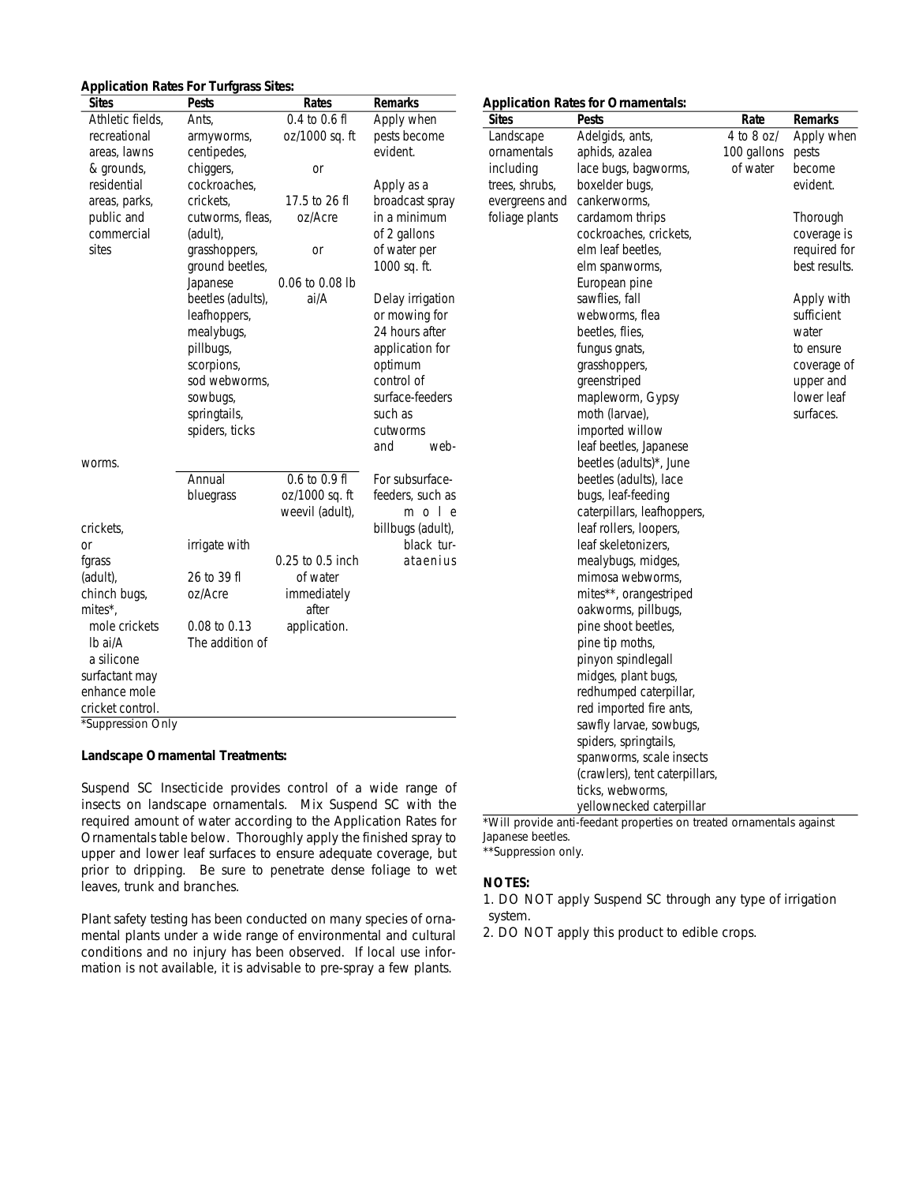**Application Rates For Turfgrass Sites:**

| Sites | Pests | Rates | Remarks |
|---|---|---|---|
| Athletic fields, recreational areas, lawns & grounds, residential areas, parks, public and commercial sites | Ants, armyworms, centipedes, chiggers, cockroaches, crickets, cutworms, fleas, (adult), grasshoppers, ground beetles, Japanese beetles (adults), leafhoppers, mealybugs, pillbugs, scorpions, sod webworms, sowbugs, springtails, spiders, ticks | 0.4 to 0.6 fl oz/1000 sq. ft<br>or<br>17.5 to 26 fl oz/Acre<br>or<br>0.06 to 0.08 lb ai/A | Apply when pests become evident.<br><br>Apply as a broadcast spray in a minimum of 2 gallons of water per 1000 sq. ft.<br><br>Delay irrigation or mowing for 24 hours after application for optimum control of surface-feeders such as cutworms and webworms. |
| | Annual bluegrass weevil (adult), billbugs (adult), black turfgrass ataenius (adult), chinch bugs, mites*, mole crickets | 0.6 to 0.9 fl oz/1000 sq. ft<br>or<br>26 to 39 fl oz/Acre<br>or<br>0.08 to 0.13 lb ai/A | For subsurface-feeders, such as mole crickets, irrigate with 0.25 to 0.5 inch of water immediately after application. The addition of a silicone surfactant may enhance mole cricket control. |

*Suppression Only

**Landscape Ornamental Treatments:**

Suspend SC Insecticide provides control of a wide range of insects on landscape ornamentals. Mix Suspend SC with the required amount of water according to the Application Rates for Ornamentals table below. Thoroughly apply the finished spray to upper and lower leaf surfaces to ensure adequate coverage, but prior to dripping. Be sure to penetrate dense foliage to wet leaves, trunk and branches.

Plant safety testing has been conducted on many species of ornamental plants under a wide range of environmental and cultural conditions and no injury has been observed. If local use information is not available, it is advisable to pre-spray a few plants.

**Application Rates for Ornamentals:**

| Sites | Pests | Rate | Remarks |
|---|---|---|---|
| Landscape ornamentals including trees, shrubs, evergreens and foliage plants | Adelgids, ants, aphids, azalea lace bugs, bagworms, boxelder bugs, cankerworms, cardamom thrips cockroaches, crickets, elm leaf beetles, elm spanworms, European pine sawflies, fall webworms, flea beetles, flies, fungus gnats, grasshoppers, greenstriped mapleworm, Gypsy moth (larvae), imported willow leaf beetles, Japanese beetles (adults)*, June beetles (adults), lace bugs, leaf-feeding caterpillars, leafhoppers, leaf rollers, loopers, leaf skeletonizers, mealybugs, midges, mimosa webworms, mites**, orangestriped oakworms, pillbugs, pine shoot beetles, pine tip moths, pinyon spindlegall midges, plant bugs, redhumped caterpillar, red imported fire ants, sawfly larvae, sowbugs, spiders, springtails, spanworms, scale insects (crawlers), tent caterpillars, ticks, webworms, yellownecked caterpillar | 4 to 8 oz/ 100 gallons of water | Apply when pests become evident.<br><br>Thorough coverage is required for best results.<br><br>Apply with sufficient water to ensure coverage of upper and lower leaf surfaces. |

*Will provide anti-feedant properties on treated ornamentals against Japanese beetles.
**Suppression only.

**NOTES:**

1. DO NOT apply Suspend SC through any type of irrigation system.
2. DO NOT apply this product to edible crops.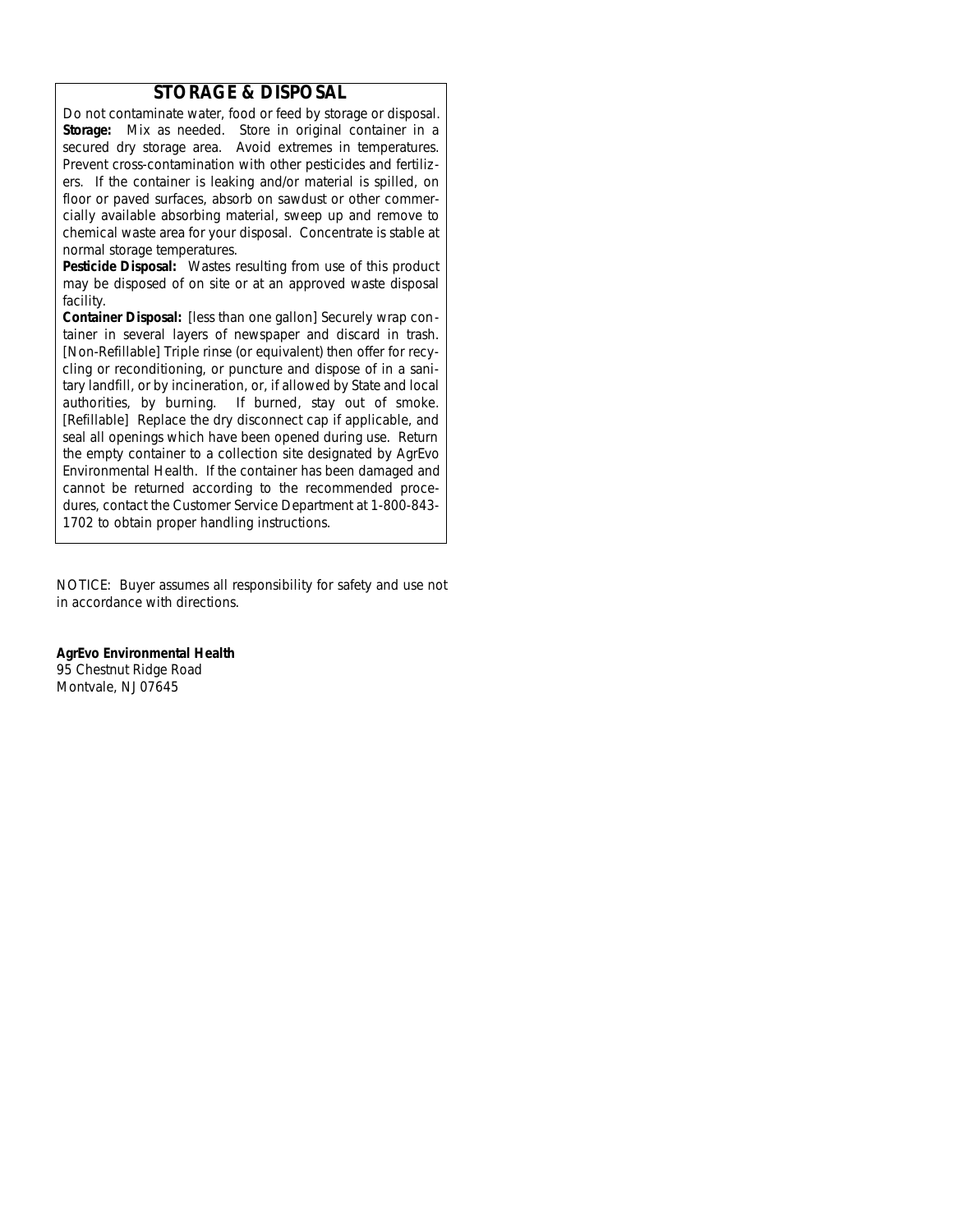## STORAGE & DISPOSAL

Do not contaminate water, food or feed by storage or disposal.

**Storage:** Mix as needed. Store in original container in a secured dry storage area. Avoid extremes in temperatures. Prevent cross-contamination with other pesticides and fertilizers. If the container is leaking and/or material is spilled, on floor or paved surfaces, absorb on sawdust or other commercially available absorbing material, sweep up and remove to chemical waste area for your disposal. Concentrate is stable at normal storage temperatures.

**Pesticide Disposal:** Wastes resulting from use of this product may be disposed of on site or at an approved waste disposal facility.

**Container Disposal:** [less than one gallon] Securely wrap container in several layers of newspaper and discard in trash. [Non-Refillable] Triple rinse (or equivalent) then offer for recycling or reconditioning, or puncture and dispose of in a sanitary landfill, or by incineration, or, if allowed by State and local authorities, by burning. If burned, stay out of smoke. [Refillable] Replace the dry disconnect cap if applicable, and seal all openings which have been opened during use. Return the empty container to a collection site designated by AgrEvo Environmental Health. If the container has been damaged and cannot be returned according to the recommended procedures, contact the Customer Service Department at 1-800-843-1702 to obtain proper handling instructions.

NOTICE: Buyer assumes all responsibility for safety and use not in accordance with directions.

**AgrEvo Environmental Health**
95 Chestnut Ridge Road
Montvale, NJ 07645